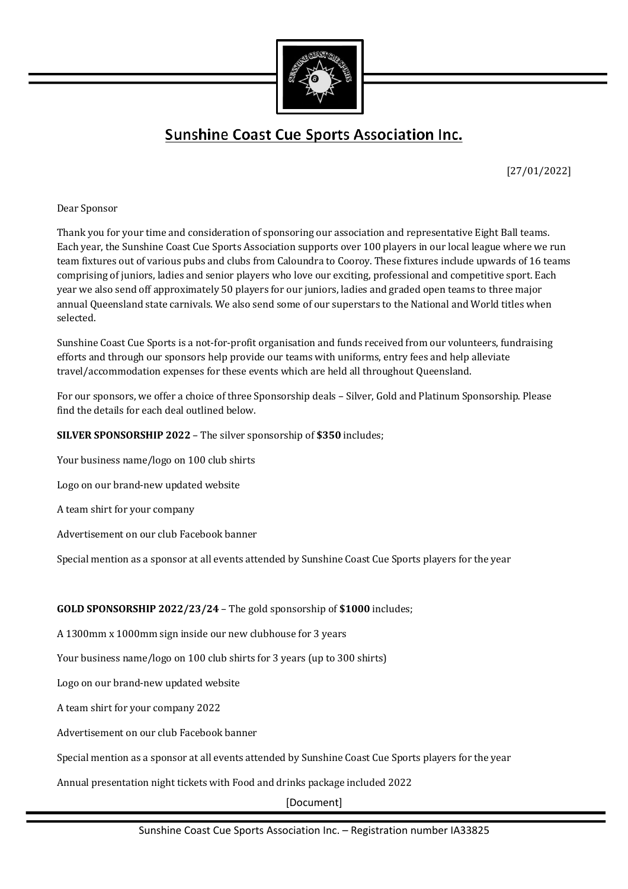# Sunshine Coast Cue Sports Association Inc.

[27/01/2022]

Dear Sponsor

Thank you for your time and consideration of sponsoring our association and representative Eight Ball teams. Each year, the Sunshine Coast Cue Sports Association supports over 100 players in our local league where we run team fixtures out of various pubs and clubs from Caloundra to Cooroy. These fixtures include upwards of 16 teams comprising of juniors, ladies and senior players who love our exciting, professional and competitive sport. Each year we also send off approximately 50 players for our juniors, ladies and graded open teams to three major annual Queensland state carnivals. We also send some of our superstars to the National and World titles when selected.

Sunshine Coast Cue Sports is a not-for-profit organisation and funds received from our volunteers, fundraising efforts and through our sponsors help provide our teams with uniforms, entry fees and help alleviate travel/accommodation expenses for these events which are held all throughout Queensland.

For our sponsors, we offer a choice of three Sponsorship deals – Silver, Gold and Platinum Sponsorship. Please find the details for each deal outlined below.

**SILVER SPONSORSHIP 2022** – The silver sponsorship of **$350** includes;

Your business name/logo on 100 club shirts

Logo on our brand-new updated website

A team shirt for your company

Advertisement on our club Facebook banner

Special mention as a sponsor at all events attended by Sunshine Coast Cue Sports players for the year

**GOLD SPONSORSHIP 2022/23/24** – The gold sponsorship of **$1000** includes;

A 1300mm x 1000mm sign inside our new clubhouse for 3 years

Your business name/logo on 100 club shirts for 3 years (up to 300 shirts)

Logo on our brand-new updated website

A team shirt for your company 2022

Advertisement on our club Facebook banner

Special mention as a sponsor at all events attended by Sunshine Coast Cue Sports players for the year

Annual presentation night tickets with Food and drinks package included 2022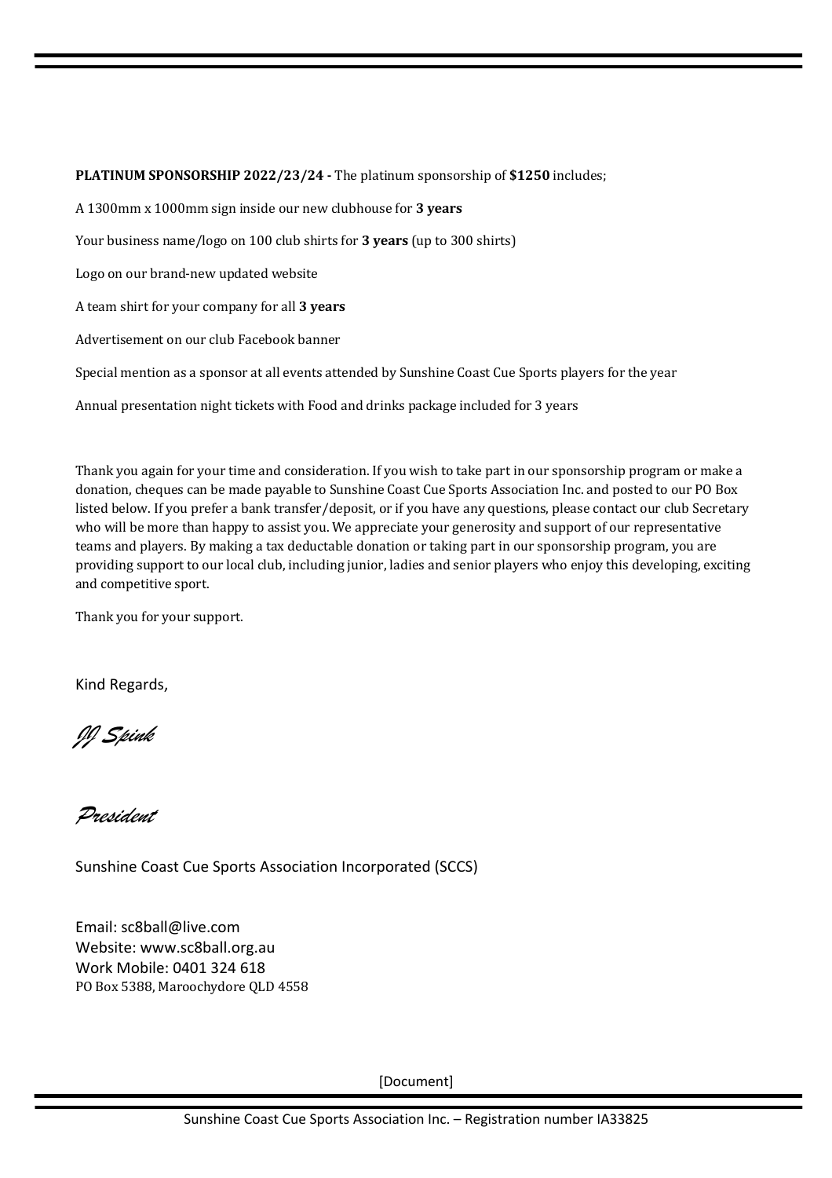**PLATINUM SPONSORSHIP 2022/23/24 -** The platinum sponsorship of **$1250** includes;

A 1300mm x 1000mm sign inside our new clubhouse for **3 years**

Your business name/logo on 100 club shirts for **3 years** (up to 300 shirts)

Logo on our brand-new updated website

A team shirt for your company for all **3 years**

Advertisement on our club Facebook banner

Special mention as a sponsor at all events attended by Sunshine Coast Cue Sports players for the year

Annual presentation night tickets with Food and drinks package included for 3 years

Thank you again for your time and consideration. If you wish to take part in our sponsorship program or make a donation, cheques can be made payable to Sunshine Coast Cue Sports Association Inc. and posted to our PO Box listed below. If you prefer a bank transfer/deposit, or if you have any questions, please contact our club Secretary who will be more than happy to assist you. We appreciate your generosity and support of our representative teams and players. By making a tax deductable donation or taking part in our sponsorship program, you are providing support to our local club, including junior, ladies and senior players who enjoy this developing, exciting and competitive sport.

Thank you for your support.

Kind Regards,

*JJ Spink*

*President*

Sunshine Coast Cue Sports Association Incorporated (SCCS)

Email: sc8ball@live.com
Website: www.sc8ball.org.au
Work Mobile: 0401 324 618
PO Box 5388, Maroochydore QLD 4558

[Document]

Sunshine Coast Cue Sports Association Inc. – Registration number IA33825